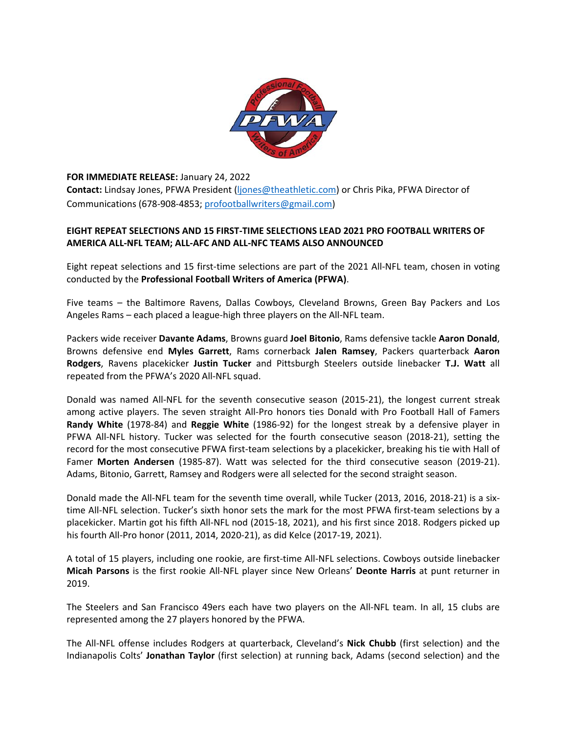**FOR IMMEDIATE RELEASE:** January 24, 2022
**Contact:** Lindsay Jones, PFWA President (ljones@theathletic.com) or Chris Pika, PFWA Director of Communications (678-908-4853; profootballwriters@gmail.com)

**EIGHT REPEAT SELECTIONS AND 15 FIRST-TIME SELECTIONS LEAD 2021 PRO FOOTBALL WRITERS OF AMERICA ALL-NFL TEAM; ALL-AFC AND ALL-NFC TEAMS ALSO ANNOUNCED**

Eight repeat selections and 15 first-time selections are part of the 2021 All-NFL team, chosen in voting conducted by the **Professional Football Writers of America (PFWA)**.

Five teams – the Baltimore Ravens, Dallas Cowboys, Cleveland Browns, Green Bay Packers and Los Angeles Rams – each placed a league-high three players on the All-NFL team.

Packers wide receiver **Davante Adams**, Browns guard **Joel Bitonio**, Rams defensive tackle **Aaron Donald**, Browns defensive end **Myles Garrett**, Rams cornerback **Jalen Ramsey**, Packers quarterback **Aaron Rodgers**, Ravens placekicker **Justin Tucker** and Pittsburgh Steelers outside linebacker **T.J. Watt** all repeated from the PFWA's 2020 All-NFL squad.

Donald was named All-NFL for the seventh consecutive season (2015-21), the longest current streak among active players. The seven straight All-Pro honors ties Donald with Pro Football Hall of Famers **Randy White** (1978-84) and **Reggie White** (1986-92) for the longest streak by a defensive player in PFWA All-NFL history. Tucker was selected for the fourth consecutive season (2018-21), setting the record for the most consecutive PFWA first-team selections by a placekicker, breaking his tie with Hall of Famer **Morten Andersen** (1985-87). Watt was selected for the third consecutive season (2019-21). Adams, Bitonio, Garrett, Ramsey and Rodgers were all selected for the second straight season.

Donald made the All-NFL team for the seventh time overall, while Tucker (2013, 2016, 2018-21) is a six-time All-NFL selection. Tucker's sixth honor sets the mark for the most PFWA first-team selections by a placekicker. Martin got his fifth All-NFL nod (2015-18, 2021), and his first since 2018. Rodgers picked up his fourth All-Pro honor (2011, 2014, 2020-21), as did Kelce (2017-19, 2021).

A total of 15 players, including one rookie, are first-time All-NFL selections. Cowboys outside linebacker **Micah Parsons** is the first rookie All-NFL player since New Orleans' **Deonte Harris** at punt returner in 2019.

The Steelers and San Francisco 49ers each have two players on the All-NFL team. In all, 15 clubs are represented among the 27 players honored by the PFWA.

The All-NFL offense includes Rodgers at quarterback, Cleveland's **Nick Chubb** (first selection) and the Indianapolis Colts' **Jonathan Taylor** (first selection) at running back, Adams (second selection) and the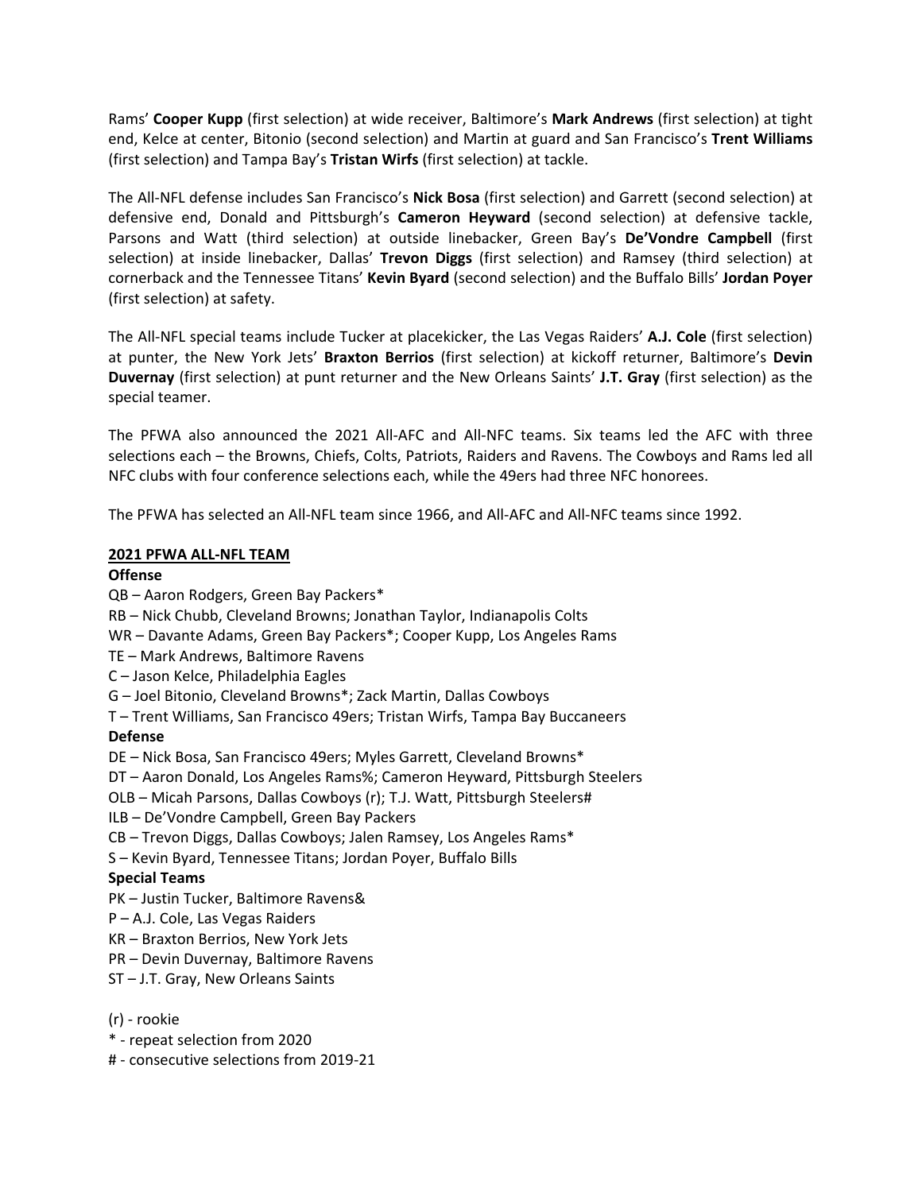Rams' **Cooper Kupp** (first selection) at wide receiver, Baltimore's **Mark Andrews** (first selection) at tight end, Kelce at center, Bitonio (second selection) and Martin at guard and San Francisco's **Trent Williams** (first selection) and Tampa Bay's **Tristan Wirfs** (first selection) at tackle.

The All-NFL defense includes San Francisco's **Nick Bosa** (first selection) and Garrett (second selection) at defensive end, Donald and Pittsburgh's **Cameron Heyward** (second selection) at defensive tackle, Parsons and Watt (third selection) at outside linebacker, Green Bay's **De'Vondre Campbell** (first selection) at inside linebacker, Dallas' **Trevon Diggs** (first selection) and Ramsey (third selection) at cornerback and the Tennessee Titans' **Kevin Byard** (second selection) and the Buffalo Bills' **Jordan Poyer** (first selection) at safety.

The All-NFL special teams include Tucker at placekicker, the Las Vegas Raiders' **A.J. Cole** (first selection) at punter, the New York Jets' **Braxton Berrios** (first selection) at kickoff returner, Baltimore's **Devin Duvernay** (first selection) at punt returner and the New Orleans Saints' **J.T. Gray** (first selection) as the special teamer.

The PFWA also announced the 2021 All-AFC and All-NFC teams. Six teams led the AFC with three selections each – the Browns, Chiefs, Colts, Patriots, Raiders and Ravens. The Cowboys and Rams led all NFC clubs with four conference selections each, while the 49ers had three NFC honorees.

The PFWA has selected an All-NFL team since 1966, and All-AFC and All-NFC teams since 1992.

**<u>2021 PFWA ALL-NFL TEAM</u>**

**Offense**

QB – Aaron Rodgers, Green Bay Packers*
RB – Nick Chubb, Cleveland Browns; Jonathan Taylor, Indianapolis Colts
WR – Davante Adams, Green Bay Packers*; Cooper Kupp, Los Angeles Rams
TE – Mark Andrews, Baltimore Ravens
C – Jason Kelce, Philadelphia Eagles
G – Joel Bitonio, Cleveland Browns*; Zack Martin, Dallas Cowboys
T – Trent Williams, San Francisco 49ers; Tristan Wirfs, Tampa Bay Buccaneers

**Defense**

DE – Nick Bosa, San Francisco 49ers; Myles Garrett, Cleveland Browns*
DT – Aaron Donald, Los Angeles Rams%; Cameron Heyward, Pittsburgh Steelers
OLB – Micah Parsons, Dallas Cowboys (r); T.J. Watt, Pittsburgh Steelers#
ILB – De'Vondre Campbell, Green Bay Packers
CB – Trevon Diggs, Dallas Cowboys; Jalen Ramsey, Los Angeles Rams*
S – Kevin Byard, Tennessee Titans; Jordan Poyer, Buffalo Bills

**Special Teams**

PK – Justin Tucker, Baltimore Ravens&
P – A.J. Cole, Las Vegas Raiders
KR – Braxton Berrios, New York Jets
PR – Devin Duvernay, Baltimore Ravens
ST – J.T. Gray, New Orleans Saints

(r) - rookie
\* - repeat selection from 2020
\# - consecutive selections from 2019-21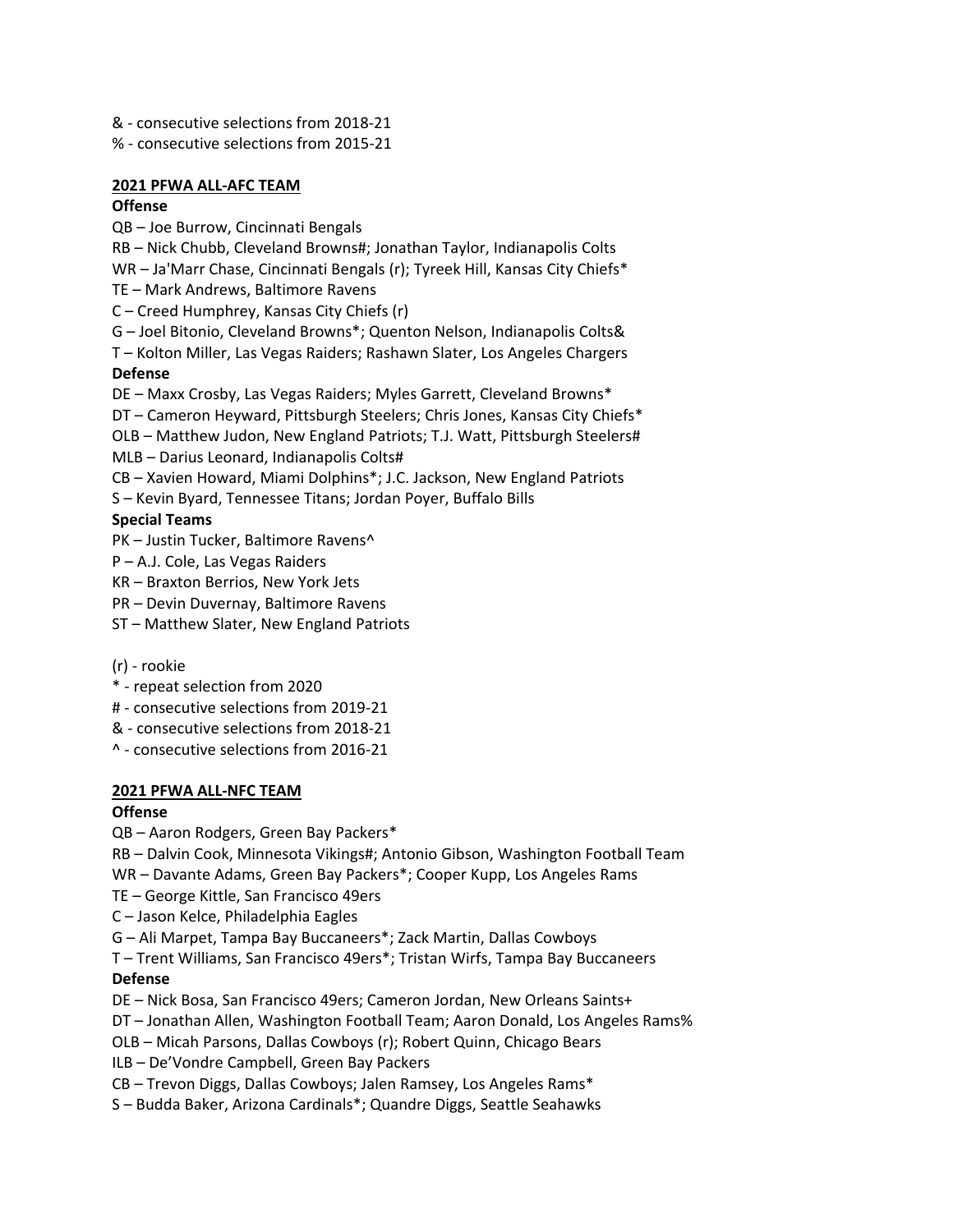& - consecutive selections from 2018-21
% - consecutive selections from 2015-21

## 2021 PFWA ALL-AFC TEAM

**Offense**

QB – Joe Burrow, Cincinnati Bengals
RB – Nick Chubb, Cleveland Browns#; Jonathan Taylor, Indianapolis Colts
WR – Ja'Marr Chase, Cincinnati Bengals (r); Tyreek Hill, Kansas City Chiefs*
TE – Mark Andrews, Baltimore Ravens
C – Creed Humphrey, Kansas City Chiefs (r)
G – Joel Bitonio, Cleveland Browns*; Quenton Nelson, Indianapolis Colts&
T – Kolton Miller, Las Vegas Raiders; Rashawn Slater, Los Angeles Chargers

**Defense**

DE – Maxx Crosby, Las Vegas Raiders; Myles Garrett, Cleveland Browns*
DT – Cameron Heyward, Pittsburgh Steelers; Chris Jones, Kansas City Chiefs*
OLB – Matthew Judon, New England Patriots; T.J. Watt, Pittsburgh Steelers#
MLB – Darius Leonard, Indianapolis Colts#
CB – Xavien Howard, Miami Dolphins*; J.C. Jackson, New England Patriots
S – Kevin Byard, Tennessee Titans; Jordan Poyer, Buffalo Bills

**Special Teams**

PK – Justin Tucker, Baltimore Ravens^
P – A.J. Cole, Las Vegas Raiders
KR – Braxton Berrios, New York Jets
PR – Devin Duvernay, Baltimore Ravens
ST – Matthew Slater, New England Patriots

(r) - rookie
* - repeat selection from 2020
# - consecutive selections from 2019-21
& - consecutive selections from 2018-21
^ - consecutive selections from 2016-21

## 2021 PFWA ALL-NFC TEAM

**Offense**

QB – Aaron Rodgers, Green Bay Packers*
RB – Dalvin Cook, Minnesota Vikings#; Antonio Gibson, Washington Football Team
WR – Davante Adams, Green Bay Packers*; Cooper Kupp, Los Angeles Rams
TE – George Kittle, San Francisco 49ers
C – Jason Kelce, Philadelphia Eagles
G – Ali Marpet, Tampa Bay Buccaneers*; Zack Martin, Dallas Cowboys
T – Trent Williams, San Francisco 49ers*; Tristan Wirfs, Tampa Bay Buccaneers

**Defense**

DE – Nick Bosa, San Francisco 49ers; Cameron Jordan, New Orleans Saints+
DT – Jonathan Allen, Washington Football Team; Aaron Donald, Los Angeles Rams%
OLB – Micah Parsons, Dallas Cowboys (r); Robert Quinn, Chicago Bears
ILB – De'Vondre Campbell, Green Bay Packers
CB – Trevon Diggs, Dallas Cowboys; Jalen Ramsey, Los Angeles Rams*
S – Budda Baker, Arizona Cardinals*; Quandre Diggs, Seattle Seahawks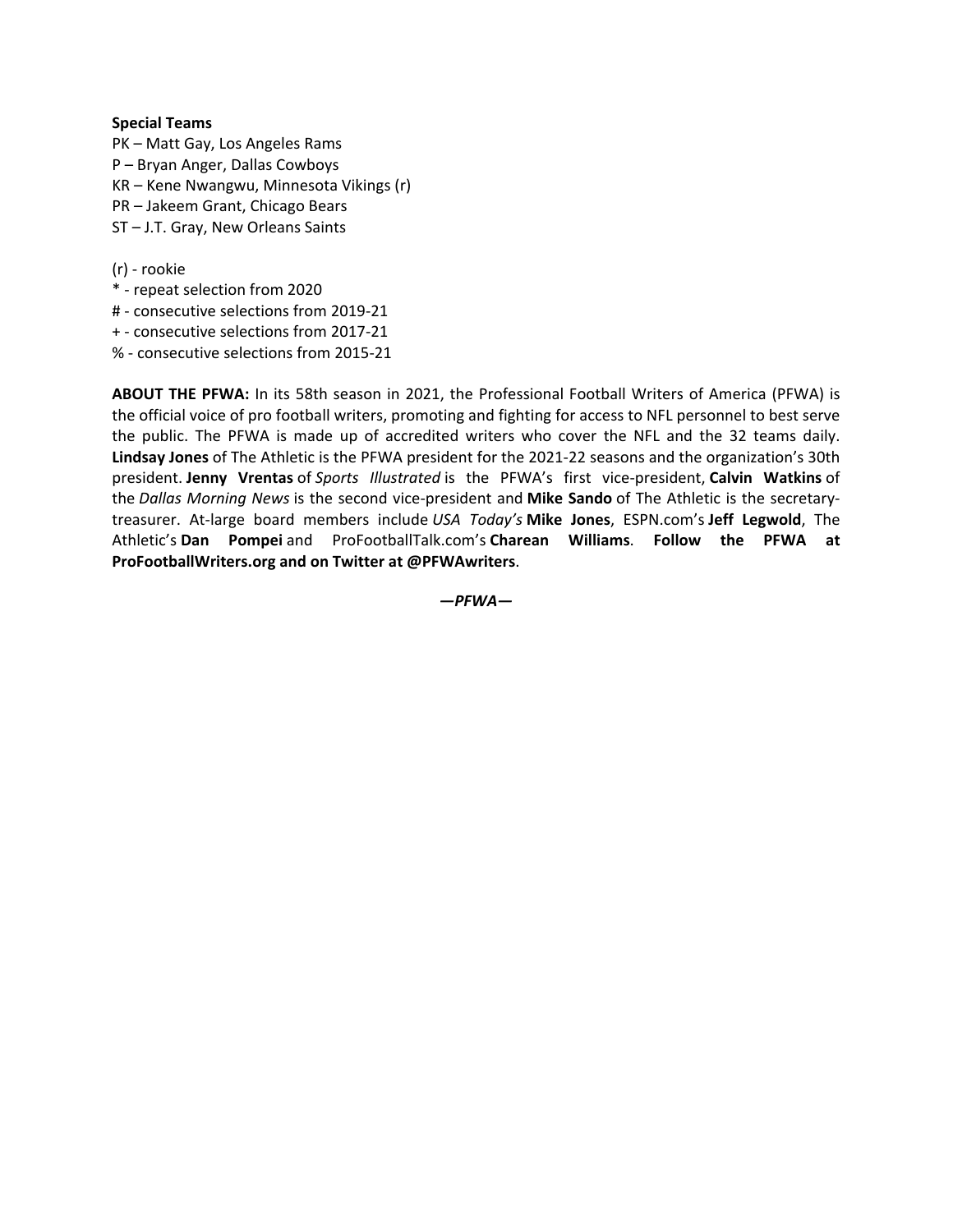**Special Teams**

PK – Matt Gay, Los Angeles Rams
P – Bryan Anger, Dallas Cowboys
KR – Kene Nwangwu, Minnesota Vikings (r)
PR – Jakeem Grant, Chicago Bears
ST – J.T. Gray, New Orleans Saints

(r) - rookie
* - repeat selection from 2020
# - consecutive selections from 2019-21
+ - consecutive selections from 2017-21
% - consecutive selections from 2015-21

**ABOUT THE PFWA:** In its 58th season in 2021, the Professional Football Writers of America (PFWA) is the official voice of pro football writers, promoting and fighting for access to NFL personnel to best serve the public. The PFWA is made up of accredited writers who cover the NFL and the 32 teams daily. **Lindsay Jones** of The Athletic is the PFWA president for the 2021-22 seasons and the organization's 30th president. **Jenny Vrentas** of *Sports Illustrated* is the PFWA's first vice-president, **Calvin Watkins** of the *Dallas Morning News* is the second vice-president and **Mike Sando** of The Athletic is the secretary-treasurer. At-large board members include *USA Today's* **Mike Jones**, ESPN.com's **Jeff Legwold**, The Athletic's **Dan Pompei** and ProFootballTalk.com's **Charean Williams**. **Follow the PFWA at ProFootballWriters.org and on Twitter at @PFWAwriters**.

***—PFWA—***